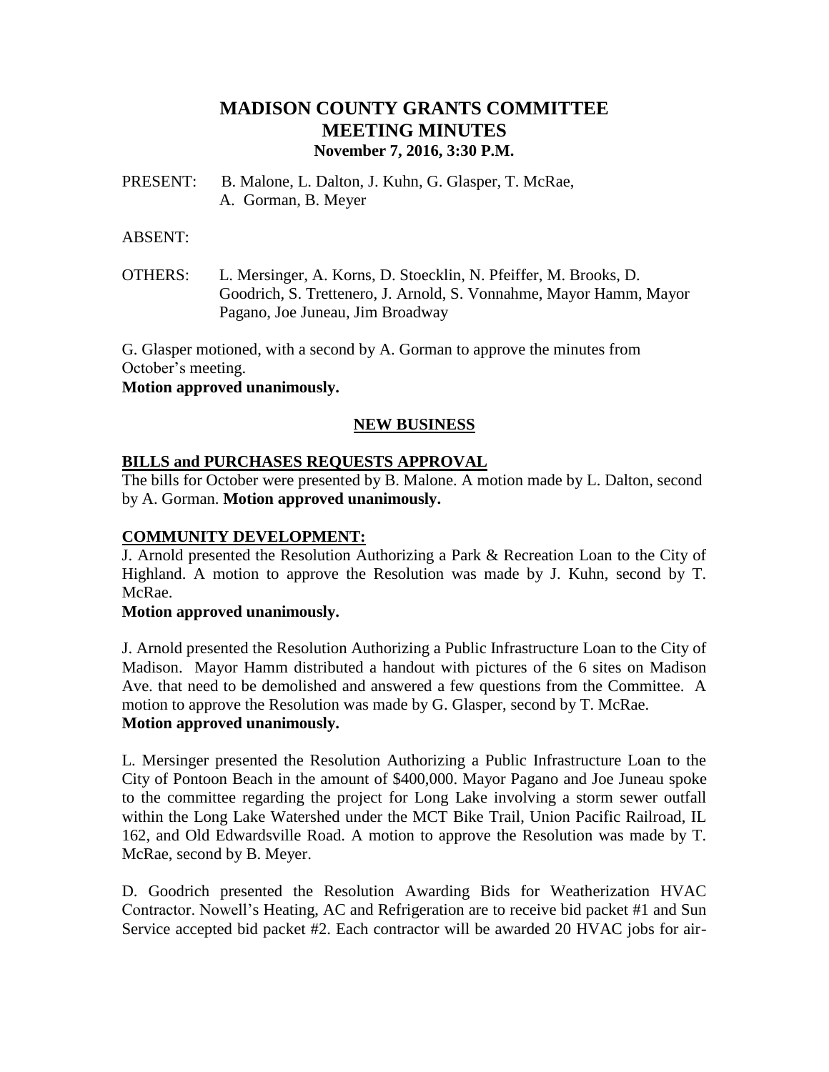# MADISON COUNTY GRANTS COMMITTEE
# MEETING MINUTES
### November 7, 2016, 3:30 P.M.

PRESENT: B. Malone, L. Dalton, J. Kuhn, G. Glasper, T. McRae, A. Gorman, B. Meyer

ABSENT:

OTHERS: L. Mersinger, A. Korns, D. Stoecklin, N. Pfeiffer, M. Brooks, D. Goodrich, S. Trettenero, J. Arnold, S. Vonnahme, Mayor Hamm, Mayor Pagano, Joe Juneau, Jim Broadway

G. Glasper motioned, with a second by A. Gorman to approve the minutes from October's meeting.
**Motion approved unanimously.**

## NEW BUSINESS

### BILLS and PURCHASES REQUESTS APPROVAL

The bills for October were presented by B. Malone. A motion made by L. Dalton, second by A. Gorman. **Motion approved unanimously.**

### COMMUNITY DEVELOPMENT:

J. Arnold presented the Resolution Authorizing a Park & Recreation Loan to the City of Highland. A motion to approve the Resolution was made by J. Kuhn, second by T. McRae.
**Motion approved unanimously.**

J. Arnold presented the Resolution Authorizing a Public Infrastructure Loan to the City of Madison. Mayor Hamm distributed a handout with pictures of the 6 sites on Madison Ave. that need to be demolished and answered a few questions from the Committee. A motion to approve the Resolution was made by G. Glasper, second by T. McRae.
**Motion approved unanimously.**

L. Mersinger presented the Resolution Authorizing a Public Infrastructure Loan to the City of Pontoon Beach in the amount of $400,000. Mayor Pagano and Joe Juneau spoke to the committee regarding the project for Long Lake involving a storm sewer outfall within the Long Lake Watershed under the MCT Bike Trail, Union Pacific Railroad, IL 162, and Old Edwardsville Road. A motion to approve the Resolution was made by T. McRae, second by B. Meyer.

D. Goodrich presented the Resolution Awarding Bids for Weatherization HVAC Contractor. Nowell's Heating, AC and Refrigeration are to receive bid packet #1 and Sun Service accepted bid packet #2. Each contractor will be awarded 20 HVAC jobs for air-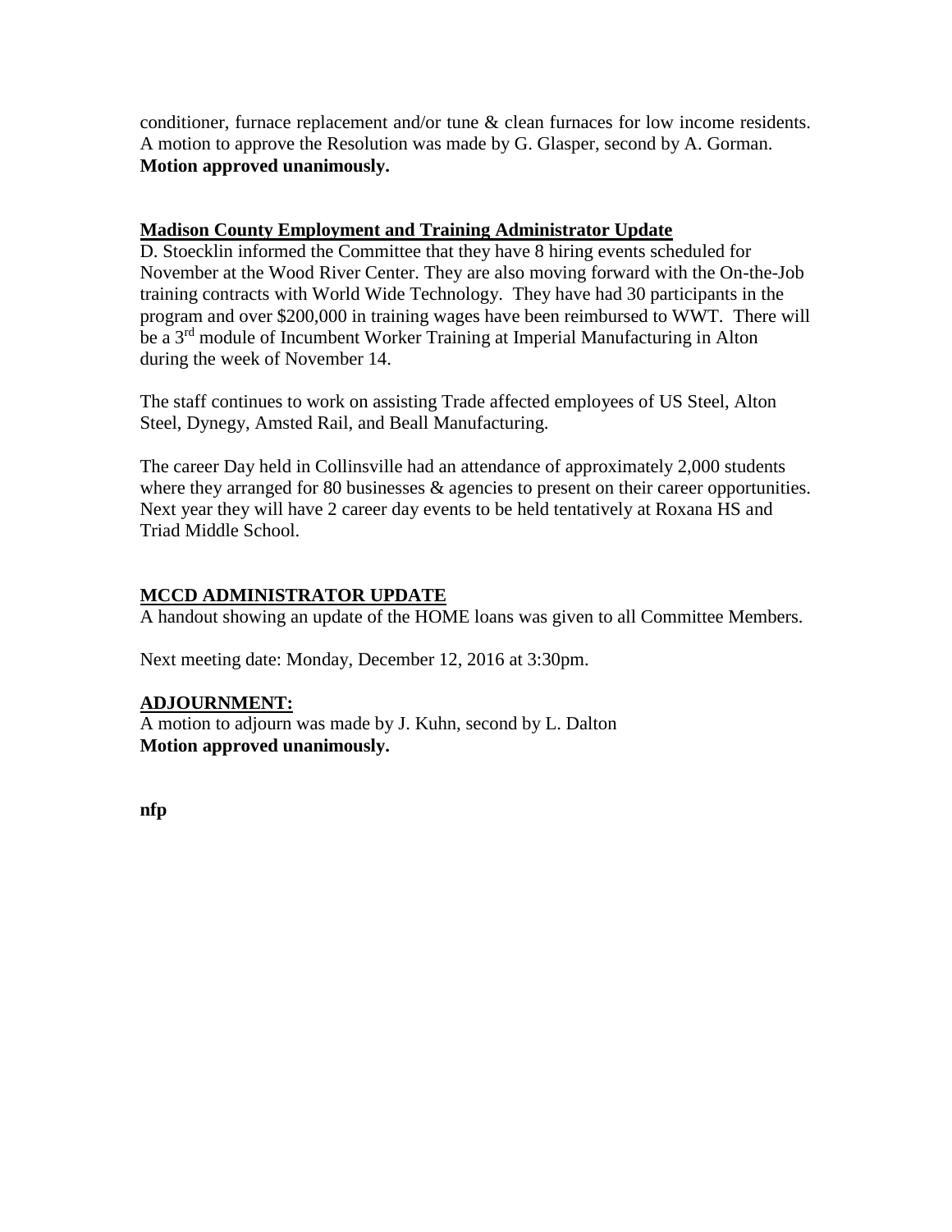conditioner, furnace replacement and/or tune & clean furnaces for low income residents. A motion to approve the Resolution was made by G. Glasper, second by A. Gorman.
**Motion approved unanimously.**

## Madison County Employment and Training Administrator Update

D. Stoecklin informed the Committee that they have 8 hiring events scheduled for November at the Wood River Center. They are also moving forward with the On-the-Job training contracts with World Wide Technology. They have had 30 participants in the program and over $200,000 in training wages have been reimbursed to WWT. There will be a 3rd module of Incumbent Worker Training at Imperial Manufacturing in Alton during the week of November 14.

The staff continues to work on assisting Trade affected employees of US Steel, Alton Steel, Dynegy, Amsted Rail, and Beall Manufacturing.

The career Day held in Collinsville had an attendance of approximately 2,000 students where they arranged for 80 businesses & agencies to present on their career opportunities. Next year they will have 2 career day events to be held tentatively at Roxana HS and Triad Middle School.

## MCCD ADMINISTRATOR UPDATE

A handout showing an update of the HOME loans was given to all Committee Members.

Next meeting date: Monday, December 12, 2016 at 3:30pm.

## ADJOURNMENT:

A motion to adjourn was made by J. Kuhn, second by L. Dalton
**Motion approved unanimously.**

**nfp**